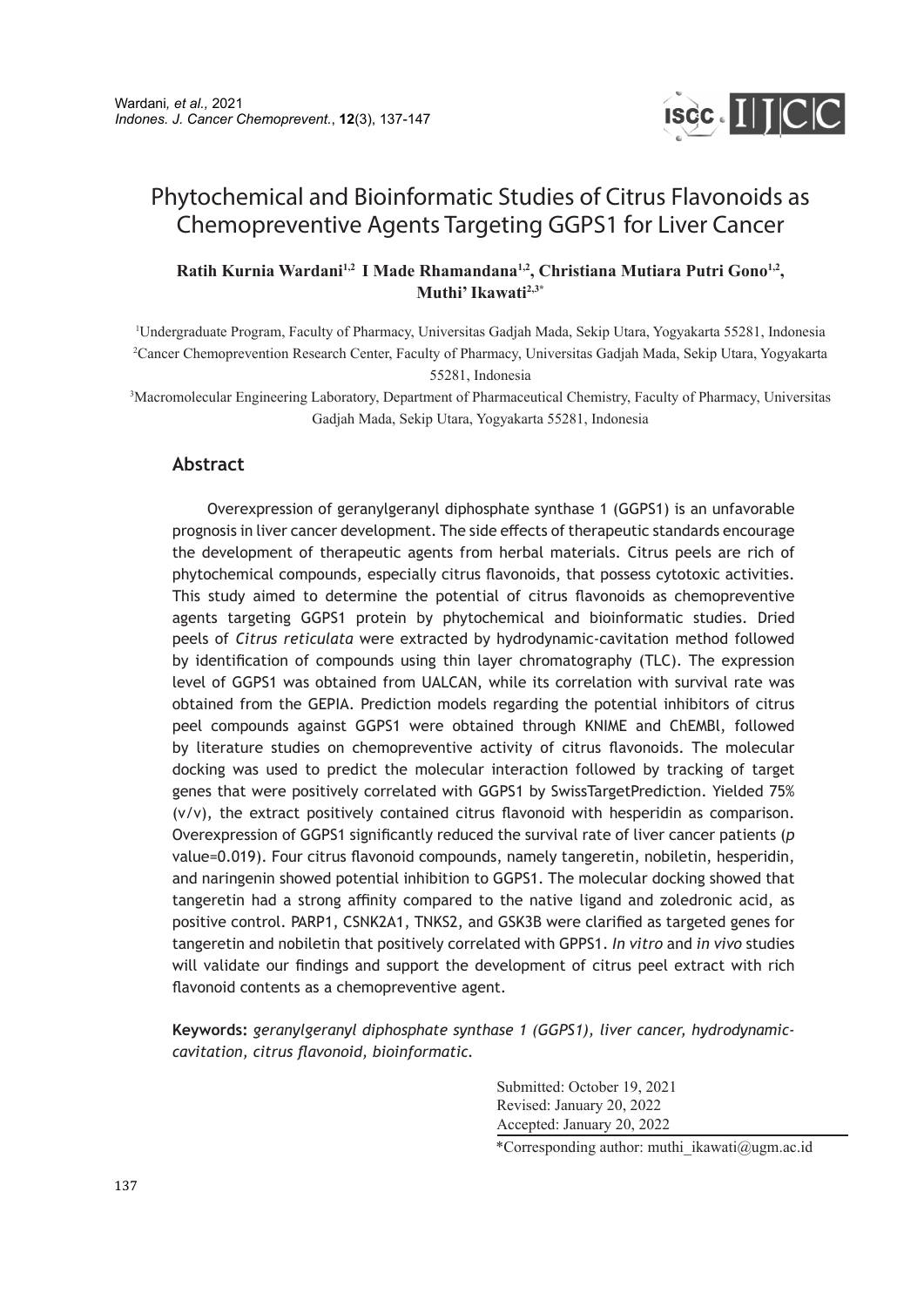# Phytochemical and Bioinformatic Studies of Citrus Flavonoids as Chemopreventive Agents Targeting GGPS1 for Liver Cancer

**Ratih Kurnia Wardani[1,2] I Made Rhamandana[1,2], Christiana Mutiara Putri Gono[1,2], Muthi' Ikawati[2,3*]**

[1]Undergraduate Program, Faculty of Pharmacy, Universitas Gadjah Mada, Sekip Utara, Yogyakarta 55281, Indonesia

[2]Cancer Chemoprevention Research Center, Faculty of Pharmacy, Universitas Gadjah Mada, Sekip Utara, Yogyakarta 55281, Indonesia

[3]Macromolecular Engineering Laboratory, Department of Pharmaceutical Chemistry, Faculty of Pharmacy, Universitas Gadjah Mada, Sekip Utara, Yogyakarta 55281, Indonesia

## Abstract

Overexpression of geranylgeranyl diphosphate synthase 1 (GGPS1) is an unfavorable prognosis in liver cancer development. The side effects of therapeutic standards encourage the development of therapeutic agents from herbal materials. Citrus peels are rich of phytochemical compounds, especially citrus flavonoids, that possess cytotoxic activities. This study aimed to determine the potential of citrus flavonoids as chemopreventive agents targeting GGPS1 protein by phytochemical and bioinformatic studies. Dried peels of *Citrus reticulata* were extracted by hydrodynamic-cavitation method followed by identification of compounds using thin layer chromatography (TLC). The expression level of GGPS1 was obtained from UALCAN, while its correlation with survival rate was obtained from the GEPIA. Prediction models regarding the potential inhibitors of citrus peel compounds against GGPS1 were obtained through KNIME and ChEMBl, followed by literature studies on chemopreventive activity of citrus flavonoids. The molecular docking was used to predict the molecular interaction followed by tracking of target genes that were positively correlated with GGPS1 by SwissTargetPrediction. Yielded 75% (v/v), the extract positively contained citrus flavonoid with hesperidin as comparison. Overexpression of GGPS1 significantly reduced the survival rate of liver cancer patients (*p* value=0.019). Four citrus flavonoid compounds, namely tangeretin, nobiletin, hesperidin, and naringenin showed potential inhibition to GGPS1. The molecular docking showed that tangeretin had a strong affinity compared to the native ligand and zoledronic acid, as positive control. PARP1, CSNK2A1, TNKS2, and GSK3B were clarified as targeted genes for tangeretin and nobiletin that positively correlated with GPPS1. *In vitro* and *in vivo* studies will validate our findings and support the development of citrus peel extract with rich flavonoid contents as a chemopreventive agent.

**Keywords:** *geranylgeranyl diphosphate synthase 1 (GGPS1), liver cancer, hydrodynamic-cavitation, citrus flavonoid, bioinformatic.*

Submitted: October 19, 2021
Revised: January 20, 2022
Accepted: January 20, 2022

*Corresponding author: muthi_ikawati@ugm.ac.id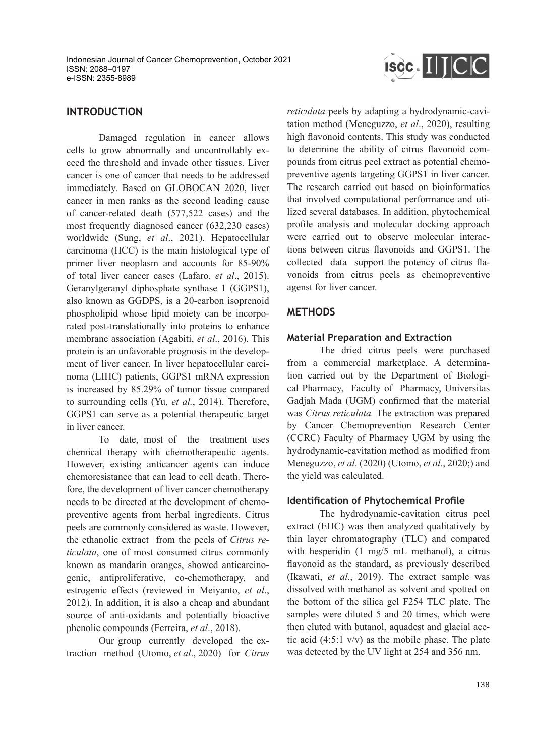## INTRODUCTION

Damaged regulation in cancer allows cells to grow abnormally and uncontrollably exceed the threshold and invade other tissues. Liver cancer is one of cancer that needs to be addressed immediately. Based on GLOBOCAN 2020, liver cancer in men ranks as the second leading cause of cancer-related death (577,522 cases) and the most frequently diagnosed cancer (632,230 cases) worldwide (Sung, *et al*., 2021). Hepatocellular carcinoma (HCC) is the main histological type of primer liver neoplasm and accounts for 85-90% of total liver cancer cases (Lafaro, *et al*., 2015). Geranylgeranyl diphosphate synthase 1 (GGPS1), also known as GGDPS, is a 20-carbon isoprenoid phospholipid whose lipid moiety can be incorporated post-translationally into proteins to enhance membrane association (Agabiti, *et al*., 2016). This protein is an unfavorable prognosis in the development of liver cancer. In liver hepatocellular carcinoma (LIHC) patients, GGPS1 mRNA expression is increased by 85.29% of tumor tissue compared to surrounding cells (Yu, *et al.*, 2014). Therefore, GGPS1 can serve as a potential therapeutic target in liver cancer.

To date, most of the treatment uses chemical therapy with chemotherapeutic agents. However, existing anticancer agents can induce chemoresistance that can lead to cell death. Therefore, the development of liver cancer chemotherapy needs to be directed at the development of chemopreventive agents from herbal ingredients. Citrus peels are commonly considered as waste. However, the ethanolic extract from the peels of *Citrus reticulata*, one of most consumed citrus commonly known as mandarin oranges, showed anticarcinogenic, antiproliferative, co-chemotherapy, and estrogenic effects (reviewed in Meiyanto, *et al*., 2012). In addition, it is also a cheap and abundant source of anti-oxidants and potentially bioactive phenolic compounds (Ferreira, *et al*., 2018).

Our group currently developed the extraction method (Utomo, *et al*., 2020) for *Citrus reticulata* peels by adapting a hydrodynamic-cavitation method (Meneguzzo, *et al*., 2020), resulting high flavonoid contents. This study was conducted to determine the ability of citrus flavonoid compounds from citrus peel extract as potential chemopreventive agents targeting GGPS1 in liver cancer. The research carried out based on bioinformatics that involved computational performance and utilized several databases. In addition, phytochemical profile analysis and molecular docking approach were carried out to observe molecular interactions between citrus flavonoids and GGPS1. The collected data support the potency of citrus flavonoids from citrus peels as chemopreventive agenst for liver cancer.

## METHODS

### Material Preparation and Extraction

The dried citrus peels were purchased from a commercial marketplace. A determination carried out by the Department of Biological Pharmacy, Faculty of Pharmacy, Universitas Gadjah Mada (UGM) confirmed that the material was *Citrus reticulata.* The extraction was prepared by Cancer Chemoprevention Research Center (CCRC) Faculty of Pharmacy UGM by using the hydrodynamic-cavitation method as modified from Meneguzzo, *et al*. (2020) (Utomo, *et al*., 2020;) and the yield was calculated.

### Identification of Phytochemical Profile

The hydrodynamic-cavitation citrus peel extract (EHC) was then analyzed qualitatively by thin layer chromatography (TLC) and compared with hesperidin (1 mg/5 mL methanol), a citrus flavonoid as the standard, as previously described (Ikawati, *et al*., 2019). The extract sample was dissolved with methanol as solvent and spotted on the bottom of the silica gel F254 TLC plate. The samples were diluted 5 and 20 times, which were then eluted with butanol, aquadest and glacial acetic acid (4:5:1 v/v) as the mobile phase. The plate was detected by the UV light at 254 and 356 nm.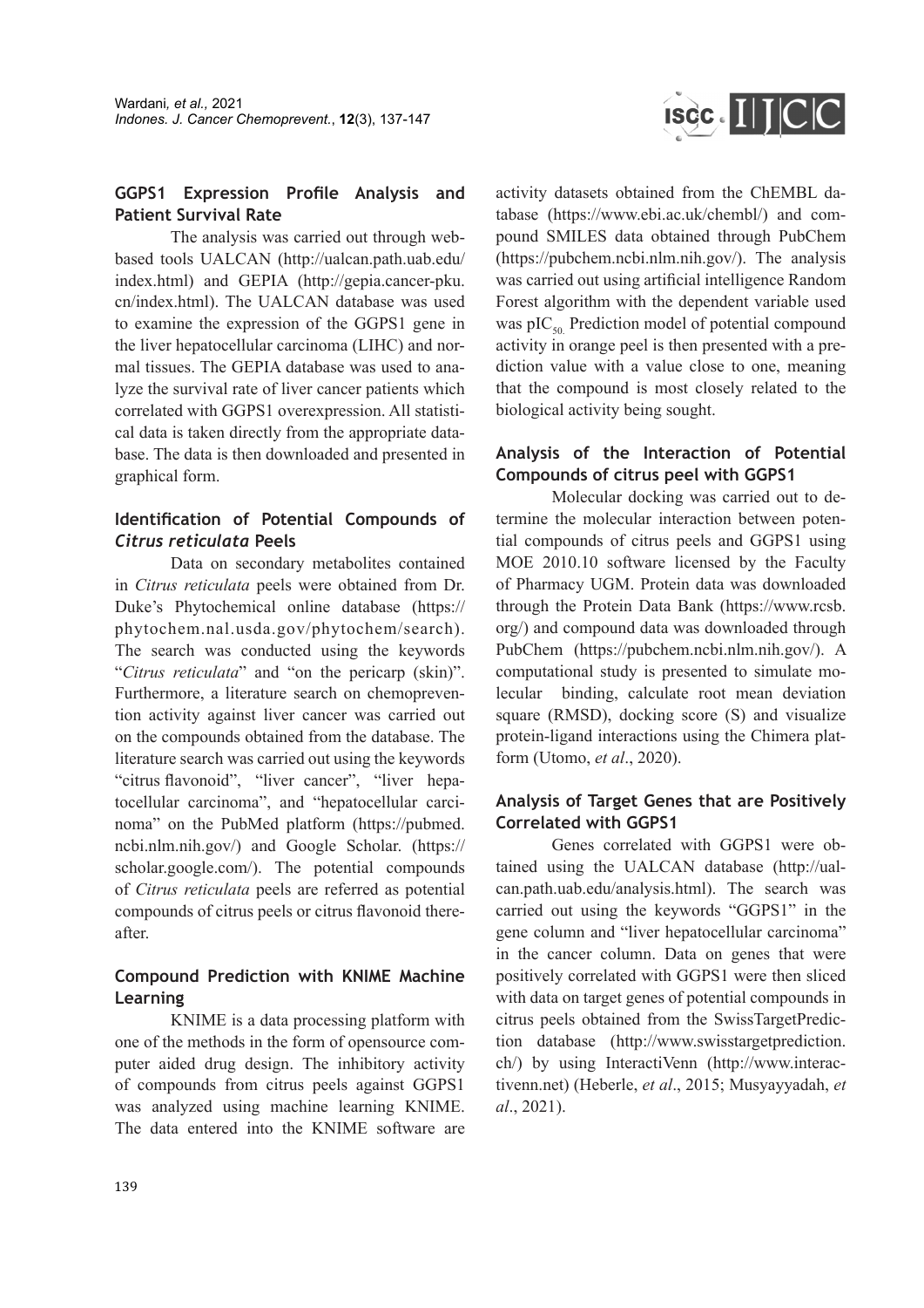### GGPS1 Expression Profile Analysis and Patient Survival Rate

The analysis was carried out through web-based tools UALCAN (http://ualcan.path.uab.edu/index.html) and GEPIA (http://gepia.cancer-pku.cn/index.html). The UALCAN database was used to examine the expression of the GGPS1 gene in the liver hepatocellular carcinoma (LIHC) and normal tissues. The GEPIA database was used to analyze the survival rate of liver cancer patients which correlated with GGPS1 overexpression. All statistical data is taken directly from the appropriate database. The data is then downloaded and presented in graphical form.

### Identification of Potential Compounds of *Citrus reticulata* Peels

Data on secondary metabolites contained in *Citrus reticulata* peels were obtained from Dr. Duke's Phytochemical online database (https://phytochem.nal.usda.gov/phytochem/search). The search was conducted using the keywords "*Citrus reticulata*" and "on the pericarp (skin)". Furthermore, a literature search on chemoprevention activity against liver cancer was carried out on the compounds obtained from the database. The literature search was carried out using the keywords "citrus flavonoid", "liver cancer", "liver hepatocellular carcinoma", and "hepatocellular carcinoma" on the PubMed platform (https://pubmed.ncbi.nlm.nih.gov/) and Google Scholar. (https://scholar.google.com/). The potential compounds of *Citrus reticulata* peels are referred as potential compounds of citrus peels or citrus flavonoid thereafter.

### Compound Prediction with KNIME Machine Learning

KNIME is a data processing platform with one of the methods in the form of opensource computer aided drug design. The inhibitory activity of compounds from citrus peels against GGPS1 was analyzed using machine learning KNIME. The data entered into the KNIME software are activity datasets obtained from the ChEMBL database (https://www.ebi.ac.uk/chembl/) and compound SMILES data obtained through PubChem (https://pubchem.ncbi.nlm.nih.gov/). The analysis was carried out using artificial intelligence Random Forest algorithm with the dependent variable used was $pIC_{50.}$ Prediction model of potential compound activity in orange peel is then presented with a prediction value with a value close to one, meaning that the compound is most closely related to the biological activity being sought.

### Analysis of the Interaction of Potential Compounds of citrus peel with GGPS1

Molecular docking was carried out to determine the molecular interaction between potential compounds of citrus peels and GGPS1 using MOE 2010.10 software licensed by the Faculty of Pharmacy UGM. Protein data was downloaded through the Protein Data Bank (https://www.rcsb.org/) and compound data was downloaded through PubChem (https://pubchem.ncbi.nlm.nih.gov/). A computational study is presented to simulate molecular binding, calculate root mean deviation square (RMSD), docking score (S) and visualize protein-ligand interactions using the Chimera platform (Utomo, *et al*., 2020).

### Analysis of Target Genes that are Positively Correlated with GGPS1

Genes correlated with GGPS1 were obtained using the UALCAN database (http://ualcan.path.uab.edu/analysis.html). The search was carried out using the keywords "GGPS1" in the gene column and "liver hepatocellular carcinoma" in the cancer column. Data on genes that were positively correlated with GGPS1 were then sliced with data on target genes of potential compounds in citrus peels obtained from the SwissTargetPrediction database (http://www.swisstargetprediction.ch/) by using InteractiVenn (http://www.interactivenn.net) (Heberle, *et al*., 2015; Musyayyadah, *et al*., 2021).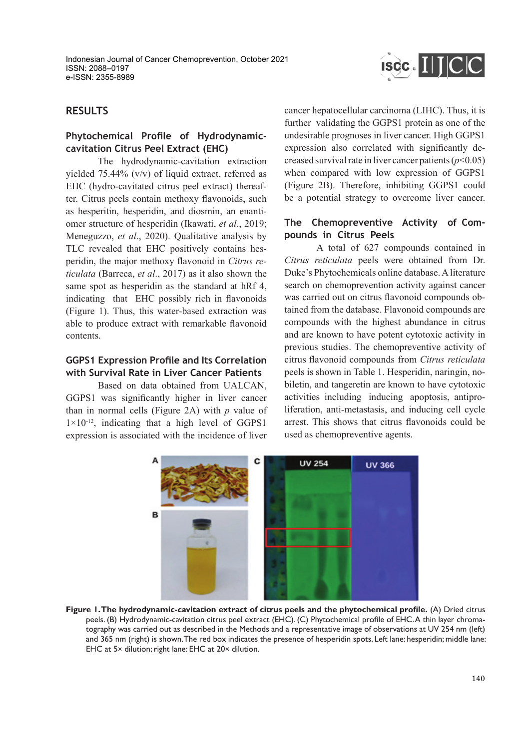## RESULTS

### Phytochemical Profile of Hydrodynamic-cavitation Citrus Peel Extract (EHC)

The hydrodynamic-cavitation extraction yielded 75.44% (v/v) of liquid extract, referred as EHC (hydro-cavitated citrus peel extract) thereafter. Citrus peels contain methoxy flavonoids, such as hesperitin, hesperidin, and diosmin, an enantiomer structure of hesperidin (Ikawati, *et al*., 2019; Meneguzzo, *et al*., 2020). Qualitative analysis by TLC revealed that EHC positively contains hesperidin, the major methoxy flavonoid in *Citrus reticulata* (Barreca, *et al*., 2017) as it also shown the same spot as hesperidin as the standard at hRf 4, indicating that EHC possibly rich in flavonoids (Figure 1). Thus, this water-based extraction was able to produce extract with remarkable flavonoid contents.

### GGPS1 Expression Profile and Its Correlation with Survival Rate in Liver Cancer Patients

Based on data obtained from UALCAN, GGPS1 was significantly higher in liver cancer than in normal cells (Figure 2A) with $p$ value of $1×10^{-12}$, indicating that a high level of GGPS1 expression is associated with the incidence of liver cancer hepatocellular carcinoma (LIHC). Thus, it is further validating the GGPS1 protein as one of the undesirable prognoses in liver cancer. High GGPS1 expression also correlated with significantly decreased survival rate in liver cancer patients ($p<0.05$) when compared with low expression of GGPS1 (Figure 2B). Therefore, inhibiting GGPS1 could be a potential strategy to overcome liver cancer.

### The Chemopreventive Activity of Compounds in Citrus Peels

A total of 627 compounds contained in *Citrus reticulata* peels were obtained from Dr. Duke's Phytochemicals online database. A literature search on chemoprevention activity against cancer was carried out on citrus flavonoid compounds obtained from the database. Flavonoid compounds are compounds with the highest abundance in citrus and are known to have potent cytotoxic activity in previous studies. The chemopreventive activity of citrus flavonoid compounds from *Citrus reticulata* peels is shown in Table 1. Hesperidin, naringin, nobiletin, and tangeretin are known to have cytotoxic activities including inducing apoptosis, antiproliferation, anti-metastasis, and inducing cell cycle arrest. This shows that citrus flavonoids could be used as chemopreventive agents.

**Figure 1. The hydrodynamic-cavitation extract of citrus peels and the phytochemical profile.** (A) Dried citrus peels. (B) Hydrodynamic-cavitation citrus peel extract (EHC). (C) Phytochemical profile of EHC. A thin layer chromatography was carried out as described in the Methods and a representative image of observations at UV 254 nm (left) and 365 nm (right) is shown. The red box indicates the presence of hesperidin spots. Left lane: hesperidin; middle lane: EHC at 5× dilution; right lane: EHC at 20× dilution.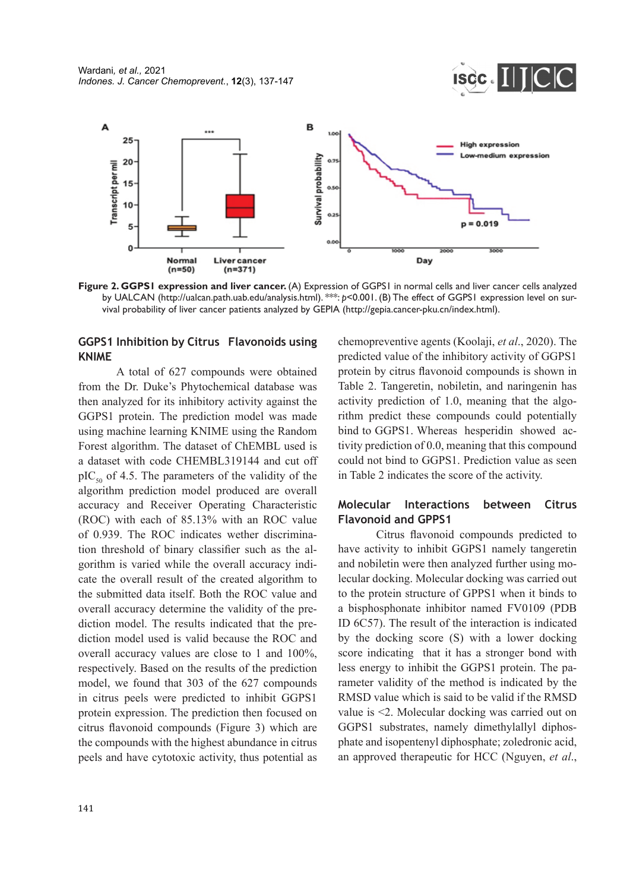**Figure 2. GGPS1 expression and liver cancer.** (A) Expression of GGPS1 in normal cells and liver cancer cells analyzed by UALCAN (http://ualcan.path.uab.edu/analysis.html). ***: $p<0.001$. (B) The effect of GGPS1 expression level on survival probability of liver cancer patients analyzed by GEPIA (http://gepia.cancer-pku.cn/index.html).

## GGPS1 Inhibition by Citrus Flavonoids using KNIME

A total of 627 compounds were obtained from the Dr. Duke's Phytochemical database was then analyzed for its inhibitory activity against the GGPS1 protein. The prediction model was made using machine learning KNIME using the Random Forest algorithm. The dataset of ChEMBL used is a dataset with code CHEMBL319144 and cut off $pIC_{50}$ of 4.5. The parameters of the validity of the algorithm prediction model produced are overall accuracy and Receiver Operating Characteristic (ROC) with each of 85.13% with an ROC value of 0.939. The ROC indicates wether discrimination threshold of binary classifier such as the algorithm is varied while the overall accuracy indicate the overall result of the created algorithm to the submitted data itself. Both the ROC value and overall accuracy determine the validity of the prediction model. The results indicated that the prediction model used is valid because the ROC and overall accuracy values are close to 1 and 100%, respectively. Based on the results of the prediction model, we found that 303 of the 627 compounds in citrus peels were predicted to inhibit GGPS1 protein expression. The prediction then focused on citrus flavonoid compounds (Figure 3) which are the compounds with the highest abundance in citrus peels and have cytotoxic activity, thus potential as chemopreventive agents (Koolaji, *et al*., 2020). The predicted value of the inhibitory activity of GGPS1 protein by citrus flavonoid compounds is shown in Table 2. Tangeretin, nobiletin, and naringenin has activity prediction of 1.0, meaning that the algorithm predict these compounds could potentially bind to GGPS1. Whereas hesperidin showed activity prediction of 0.0, meaning that this compound could not bind to GGPS1. Prediction value as seen in Table 2 indicates the score of the activity.

## Molecular Interactions between Citrus Flavonoid and GPPS1

Citrus flavonoid compounds predicted to have activity to inhibit GGPS1 namely tangeretin and nobiletin were then analyzed further using molecular docking. Molecular docking was carried out to the protein structure of GPPS1 when it binds to a bisphosphonate inhibitor named FV0109 (PDB ID 6C57). The result of the interaction is indicated by the docking score (S) with a lower docking score indicating that it has a stronger bond with less energy to inhibit the GGPS1 protein. The parameter validity of the method is indicated by the RMSD value which is said to be valid if the RMSD value is <2. Molecular docking was carried out on GGPS1 substrates, namely dimethylallyl diphosphate and isopentenyl diphosphate; zoledronic acid, an approved therapeutic for HCC (Nguyen, *et al*.,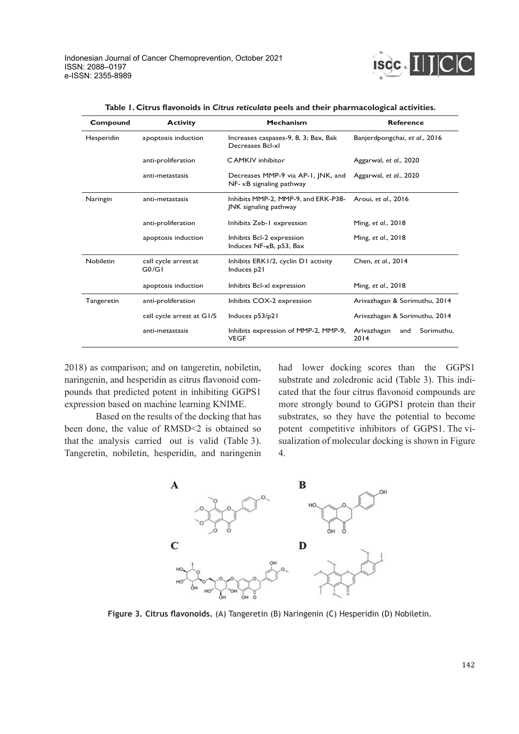**Table 1. Citrus flavonoids in *Citrus reticulata* peels and their pharmacological activities.**

| Compound | Activity | Mechanism | Reference |
|---|---|---|---|
| Hesperidin | apoptosis induction | Increases caspases-9, 8, 3; Bax, Bak Decreases Bcl-xl | Banjerdpongchai, *et al.*, 2016 |
| | anti-proliferation | CAMKIV inhibitor | Aggarwal, *et al.*, 2020 |
| | anti-metastasis | Decreases MMP-9 via AP-1, JNK, and NF- κB signaling pathway | Aggarwal, *et al.*, 2020 |
| Naringin | anti-metastasis | Inhibits MMP-2, MMP-9, and ERK-P38-JNK signaling pathway | Aroui, *et al.*, 2016 |
| | anti-proliferation | Inhibits Zeb-1 expression | Ming, *et al.*, 2018 |
| | apoptosis induction | Inhibits Bcl-2 expression Induces NF-κB, p53, Bax | Ming, *et al.*, 2018 |
| Nobiletin | cell cycle arrest at G0/G1 | Inhibits ERK1/2, cyclin D1 activity Induces p21 | Chen, *et al.*, 2014 |
| | apoptosis induction | Inhibits Bcl-xl expression | Ming, *et al.*, 2018 |
| Tangeretin | anti-proliferation | Inhibits COX-2 expression | Arivazhagan & Sorimuthu, 2014 |
| | cell cycle arrest at G1/S | Induces p53/p21 | Arivazhagan & Sorimuthu, 2014 |
| | anti-metastasis | Inhibits expression of MMP-2, MMP-9, VEGF | Arivazhagan and Sorimuthu, 2014 |

2018) as comparison; and on tangeretin, nobiletin, naringenin, and hesperidin as citrus flavonoid compounds that predicted potent in inhibiting GGPS1 expression based on machine learning KNIME.

Based on the results of the docking that has been done, the value of RMSD<2 is obtained so that the analysis carried out is valid (Table 3). Tangeretin, nobiletin, hesperidin, and naringenin had lower docking scores than the GGPS1 substrate and zoledronic acid (Table 3). This indicated that the four citrus flavonoid compounds are more strongly bound to GGPS1 protein than their substrates, so they have the potential to become potent competitive inhibitors of GGPS1. The visualization of molecular docking is shown in Figure 4.

**Figure 3. Citrus flavonoids.** (A) Tangeretin (B) Naringenin (C) Hesperidin (D) Nobiletin.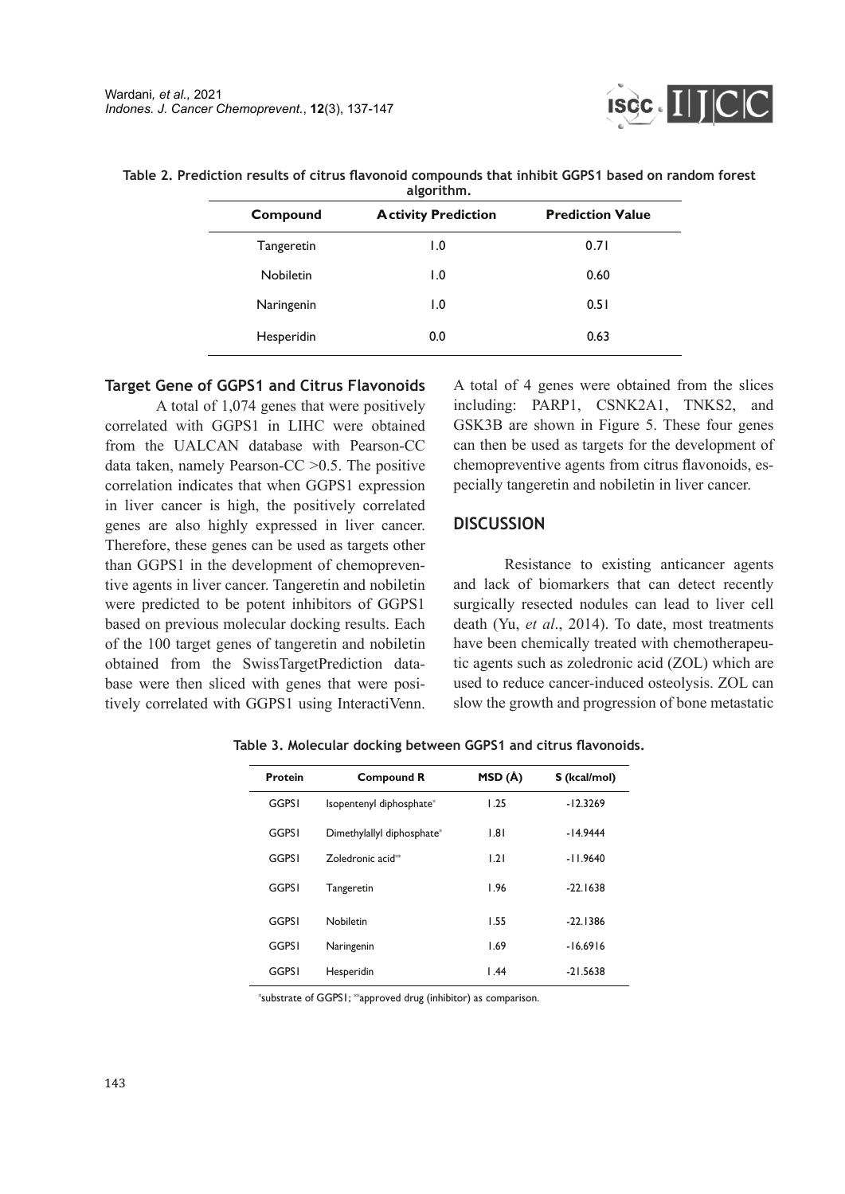**Table 2. Prediction results of citrus flavonoid compounds that inhibit GGPS1 based on random forest algorithm.**

| Compound | Activity Prediction | Prediction Value |
|---|---|---|
| Tangeretin | 1.0 | 0.71 |
| Nobiletin | 1.0 | 0.60 |
| Naringenin | 1.0 | 0.51 |
| Hesperidin | 0.0 | 0.63 |

## Target Gene of GGPS1 and Citrus Flavonoids

A total of 1,074 genes that were positively correlated with GGPS1 in LIHC were obtained from the UALCAN database with Pearson-CC data taken, namely Pearson-CC >0.5. The positive correlation indicates that when GGPS1 expression in liver cancer is high, the positively correlated genes are also highly expressed in liver cancer. Therefore, these genes can be used as targets other than GGPS1 in the development of chemopreventive agents in liver cancer. Tangeretin and nobiletin were predicted to be potent inhibitors of GGPS1 based on previous molecular docking results. Each of the 100 target genes of tangeretin and nobiletin obtained from the SwissTargetPrediction database were then sliced with genes that were positively correlated with GGPS1 using InteractiVenn. A total of 4 genes were obtained from the slices including: PARP1, CSNK2A1, TNKS2, and GSK3B are shown in Figure 5. These four genes can then be used as targets for the development of chemopreventive agents from citrus flavonoids, especially tangeretin and nobiletin in liver cancer.

## DISCUSSION

Resistance to existing anticancer agents and lack of biomarkers that can detect recently surgically resected nodules can lead to liver cell death (Yu, *et al*., 2014). To date, most treatments have been chemically treated with chemotherapeutic agents such as zoledronic acid (ZOL) which are used to reduce cancer-induced osteolysis. ZOL can slow the growth and progression of bone metastatic

**Table 3. Molecular docking between GGPS1 and citrus flavonoids.**

| Protein | Compound R | MSD (Å) | S (kcal/mol) |
|---|---|---|---|
| GGPS1 | Isopentenyl diphosphate* | 1.25 | -12.3269 |
| GGPS1 | Dimethylallyl diphosphate* | 1.81 | -14.9444 |
| GGPS1 | Zoledronic acid** | 1.21 | -11.9640 |
| GGPS1 | Tangeretin | 1.96 | -22.1638 |
| GGPS1 | Nobiletin | 1.55 | -22.1386 |
| GGPS1 | Naringenin | 1.69 | -16.6916 |
| GGPS1 | Hesperidin | 1.44 | -21.5638 |

*substrate of GGPS1; **approved drug (inhibitor) as comparison.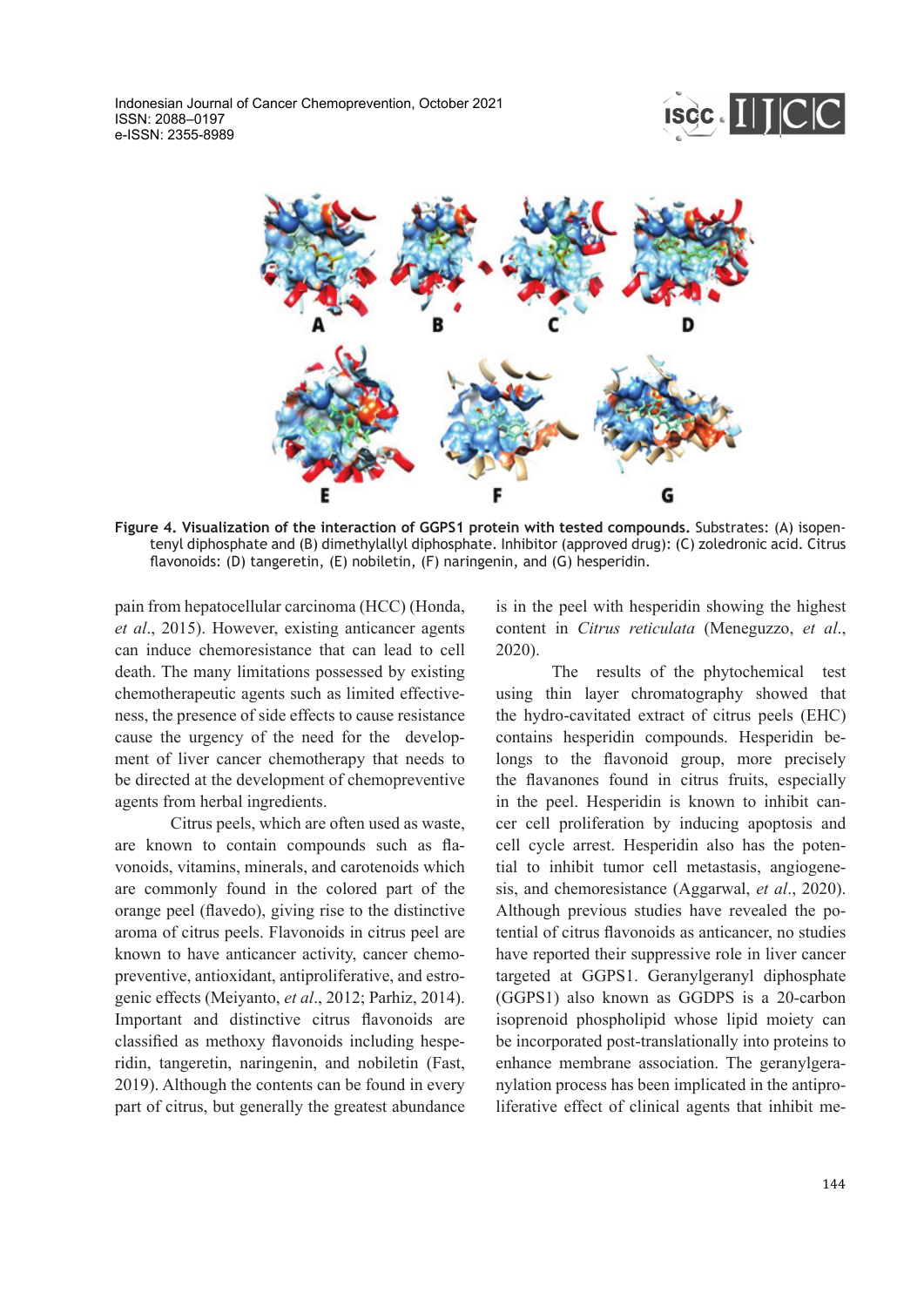**Figure 4. Visualization of the interaction of GGPS1 protein with tested compounds.** Substrates: (A) isopentenyl diphosphate and (B) dimethylallyl diphosphate. Inhibitor (approved drug): (C) zoledronic acid. Citrus flavonoids: (D) tangeretin, (E) nobiletin, (F) naringenin, and (G) hesperidin.

pain from hepatocellular carcinoma (HCC) (Honda, *et al*., 2015). However, existing anticancer agents can induce chemoresistance that can lead to cell death. The many limitations possessed by existing chemotherapeutic agents such as limited effectiveness, the presence of side effects to cause resistance cause the urgency of the need for the development of liver cancer chemotherapy that needs to be directed at the development of chemopreventive agents from herbal ingredients.

Citrus peels, which are often used as waste, are known to contain compounds such as flavonoids, vitamins, minerals, and carotenoids which are commonly found in the colored part of the orange peel (flavedo), giving rise to the distinctive aroma of citrus peels. Flavonoids in citrus peel are known to have anticancer activity, cancer chemopreventive, antioxidant, antiproliferative, and estrogenic effects (Meiyanto, *et al*., 2012; Parhiz, 2014). Important and distinctive citrus flavonoids are classified as methoxy flavonoids including hesperidin, tangeretin, naringenin, and nobiletin (Fast, 2019). Although the contents can be found in every part of citrus, but generally the greatest abundance is in the peel with hesperidin showing the highest content in *Citrus reticulata* (Meneguzzo, *et al*., 2020).

The results of the phytochemical test using thin layer chromatography showed that the hydro-cavitated extract of citrus peels (EHC) contains hesperidin compounds. Hesperidin belongs to the flavonoid group, more precisely the flavanones found in citrus fruits, especially in the peel. Hesperidin is known to inhibit cancer cell proliferation by inducing apoptosis and cell cycle arrest. Hesperidin also has the potential to inhibit tumor cell metastasis, angiogenesis, and chemoresistance (Aggarwal, *et al*., 2020). Although previous studies have revealed the potential of citrus flavonoids as anticancer, no studies have reported their suppressive role in liver cancer targeted at GGPS1. Geranylgeranyl diphosphate (GGPS1) also known as GGDPS is a 20-carbon isoprenoid phospholipid whose lipid moiety can be incorporated post-translationally into proteins to enhance membrane association. The geranylgeranylation process has been implicated in the antiproliferative effect of clinical agents that inhibit me-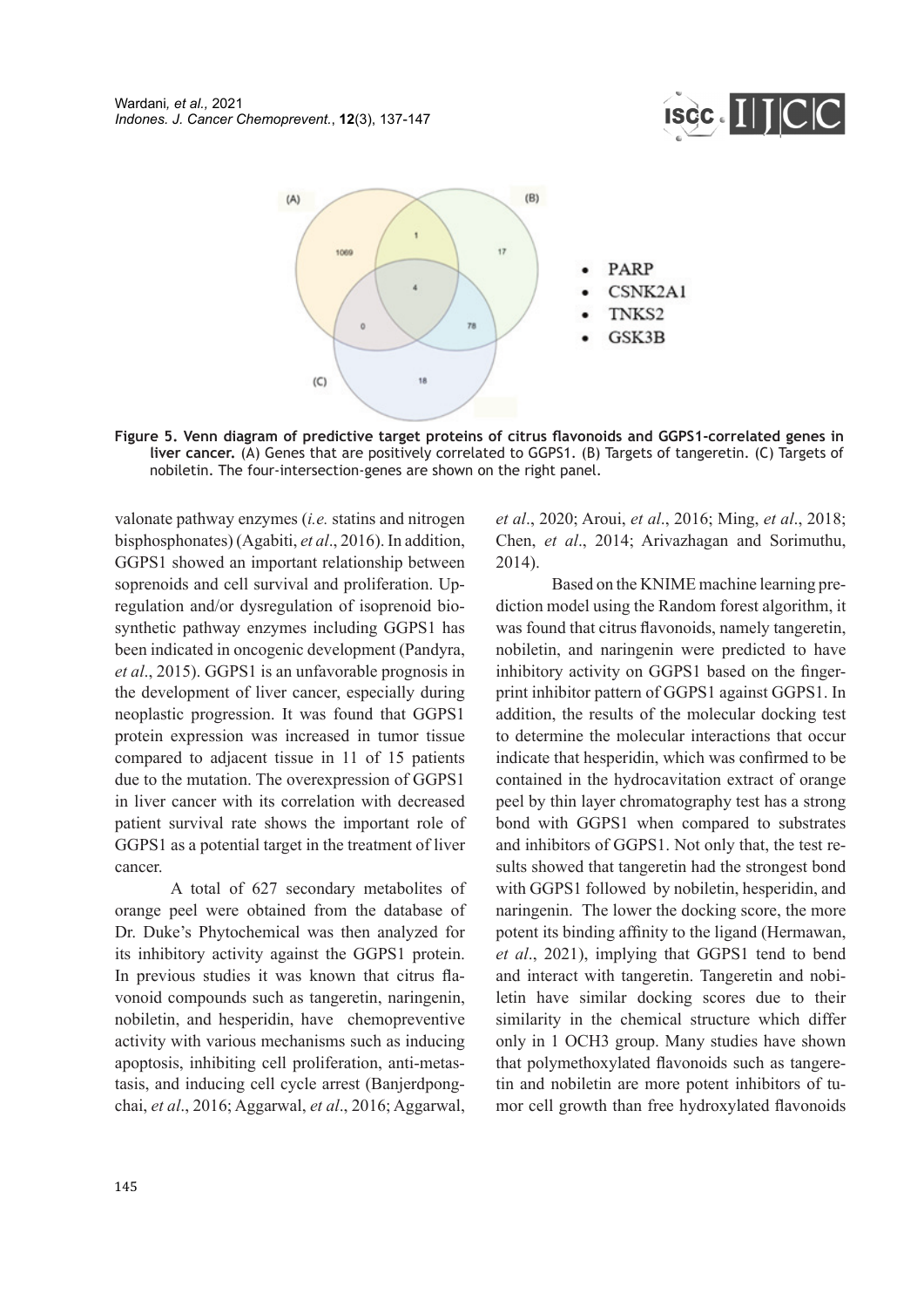(A) 1069 1 (B) 17 4 0 78 (C) 18

- PARP
- CSNK2A1
- TNKS2
- GSK3B

**Figure 5. Venn diagram of predictive target proteins of citrus flavonoids and GGPS1-correlated genes in liver cancer.** (A) Genes that are positively correlated to GGPS1. (B) Targets of tangeretin. (C) Targets of nobiletin. The four-intersection-genes are shown on the right panel.

valonate pathway enzymes (*i.e.* statins and nitrogen bisphosphonates) (Agabiti, *et al*., 2016). In addition, GGPS1 showed an important relationship between soprenoids and cell survival and proliferation. Upregulation and/or dysregulation of isoprenoid biosynthetic pathway enzymes including GGPS1 has been indicated in oncogenic development (Pandyra, *et al*., 2015). GGPS1 is an unfavorable prognosis in the development of liver cancer, especially during neoplastic progression. It was found that GGPS1 protein expression was increased in tumor tissue compared to adjacent tissue in 11 of 15 patients due to the mutation. The overexpression of GGPS1 in liver cancer with its correlation with decreased patient survival rate shows the important role of GGPS1 as a potential target in the treatment of liver cancer.

A total of 627 secondary metabolites of orange peel were obtained from the database of Dr. Duke's Phytochemical was then analyzed for its inhibitory activity against the GGPS1 protein. In previous studies it was known that citrus flavonoid compounds such as tangeretin, naringenin, nobiletin, and hesperidin, have chemopreventive activity with various mechanisms such as inducing apoptosis, inhibiting cell proliferation, anti-metastasis, and inducing cell cycle arrest (Banjerdpongchai, *et al*., 2016; Aggarwal, *et al*., 2016; Aggarwal, *et al*., 2020; Aroui, *et al*., 2016; Ming, *et al*., 2018; Chen, *et al*., 2014; Arivazhagan and Sorimuthu, 2014).

Based on the KNIME machine learning prediction model using the Random forest algorithm, it was found that citrus flavonoids, namely tangeretin, nobiletin, and naringenin were predicted to have inhibitory activity on GGPS1 based on the fingerprint inhibitor pattern of GGPS1 against GGPS1. In addition, the results of the molecular docking test to determine the molecular interactions that occur indicate that hesperidin, which was confirmed to be contained in the hydrocavitation extract of orange peel by thin layer chromatography test has a strong bond with GGPS1 when compared to substrates and inhibitors of GGPS1. Not only that, the test results showed that tangeretin had the strongest bond with GGPS1 followed by nobiletin, hesperidin, and naringenin. The lower the docking score, the more potent its binding affinity to the ligand (Hermawan, *et al*., 2021), implying that GGPS1 tend to bend and interact with tangeretin. Tangeretin and nobiletin have similar docking scores due to their similarity in the chemical structure which differ only in 1 $OCH_3$ group. Many studies have shown that polymethoxylated flavonoids such as tangeretin and nobiletin are more potent inhibitors of tumor cell growth than free hydroxylated flavonoids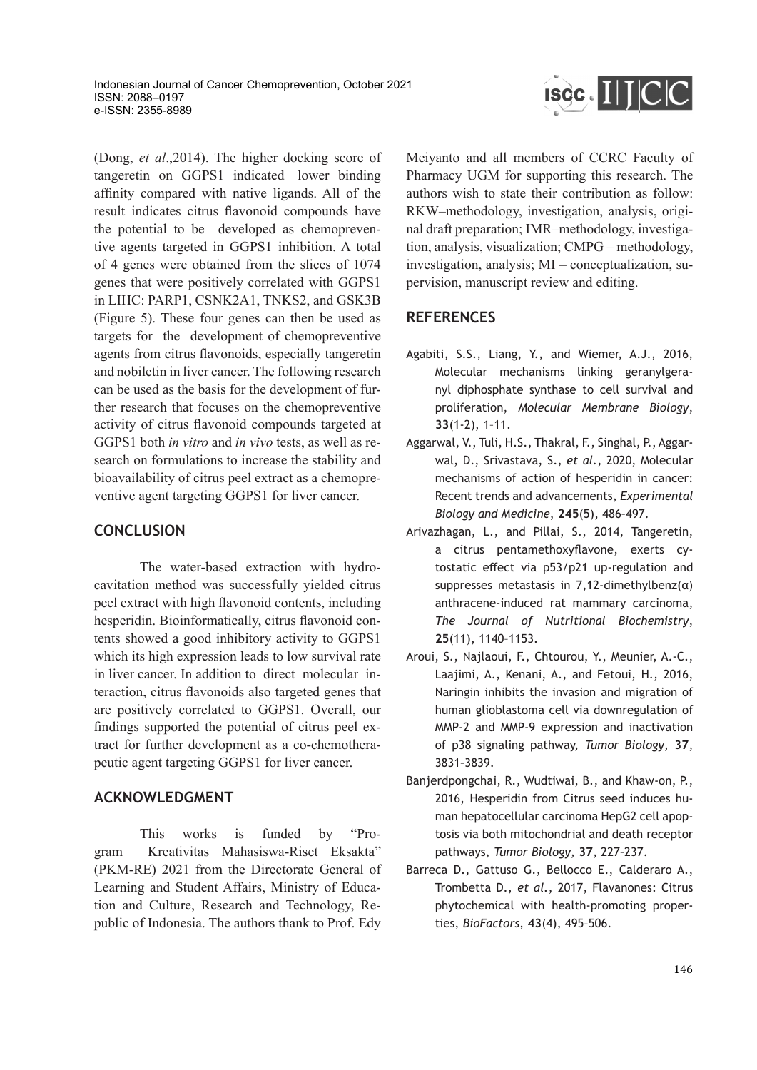(Dong, *et al*.,2014). The higher docking score of tangeretin on GGPS1 indicated lower binding affinity compared with native ligands. All of the result indicates citrus flavonoid compounds have the potential to be developed as chemopreventive agents targeted in GGPS1 inhibition. A total of 4 genes were obtained from the slices of 1074 genes that were positively correlated with GGPS1 in LIHC: PARP1, CSNK2A1, TNKS2, and GSK3B (Figure 5). These four genes can then be used as targets for the development of chemopreventive agents from citrus flavonoids, especially tangeretin and nobiletin in liver cancer. The following research can be used as the basis for the development of further research that focuses on the chemopreventive activity of citrus flavonoid compounds targeted at GGPS1 both *in vitro* and *in vivo* tests, as well as research on formulations to increase the stability and bioavailability of citrus peel extract as a chemopreventive agent targeting GGPS1 for liver cancer.

## CONCLUSION

The water-based extraction with hydrocavitation method was successfully yielded citrus peel extract with high flavonoid contents, including hesperidin. Bioinformatically, citrus flavonoid contents showed a good inhibitory activity to GGPS1 which its high expression leads to low survival rate in liver cancer. In addition to direct molecular interaction, citrus flavonoids also targeted genes that are positively correlated to GGPS1. Overall, our findings supported the potential of citrus peel extract for further development as a co-chemotherapeutic agent targeting GGPS1 for liver cancer.

## ACKNOWLEDGMENT

This works is funded by "Program Kreativitas Mahasiswa-Riset Eksakta" (PKM-RE) 2021 from the Directorate General of Learning and Student Affairs, Ministry of Education and Culture, Research and Technology, Republic of Indonesia. The authors thank to Prof. Edy Meiyanto and all members of CCRC Faculty of Pharmacy UGM for supporting this research. The authors wish to state their contribution as follow: RKW–methodology, investigation, analysis, original draft preparation; IMR–methodology, investigation, analysis, visualization; CMPG – methodology, investigation, analysis; MI – conceptualization, supervision, manuscript review and editing.

## REFERENCES

Agabiti, S.S., Liang, Y., and Wiemer, A.J., 2016, Molecular mechanisms linking geranylgeranyl diphosphate synthase to cell survival and proliferation, *Molecular Membrane Biology*, **33**(1-2), 1–11.

Aggarwal, V., Tuli, H.S., Thakral, F., Singhal, P., Aggarwal, D., Srivastava, S., *et al*., 2020, Molecular mechanisms of action of hesperidin in cancer: Recent trends and advancements, *Experimental Biology and Medicine*, **245**(5), 486–497.

Arivazhagan, L., and Pillai, S., 2014, Tangeretin, a citrus pentamethoxyflavone, exerts cytostatic effect via p53/p21 up-regulation and suppresses metastasis in 7,12-dimethylbenz(α)anthracene-induced rat mammary carcinoma, *The Journal of Nutritional Biochemistry*, **25**(11), 1140–1153.

Aroui, S., Najlaoui, F., Chtourou, Y., Meunier, A.-C., Laajimi, A., Kenani, A., and Fetoui, H., 2016, Naringin inhibits the invasion and migration of human glioblastoma cell via downregulation of MMP-2 and MMP-9 expression and inactivation of p38 signaling pathway, *Tumor Biology*, **37**, 3831–3839.

Banjerdpongchai, R., Wudtiwai, B., and Khaw-on, P., 2016, Hesperidin from Citrus seed induces human hepatocellular carcinoma HepG2 cell apoptosis via both mitochondrial and death receptor pathways, *Tumor Biology*, **37**, 227–237.

Barreca D., Gattuso G., Bellocco E., Calderaro A., Trombetta D., *et al*., 2017, Flavanones: Citrus phytochemical with health-promoting properties, *BioFactors*, **43**(4), 495–506.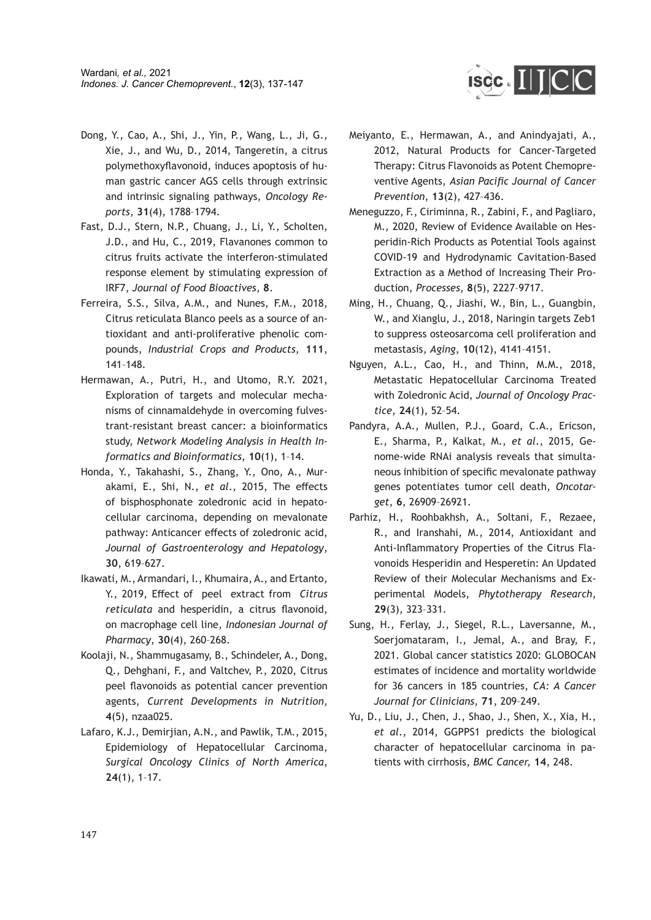Dong, Y., Cao, A., Shi, J., Yin, P., Wang, L., Ji, G., Xie, J., and Wu, D., 2014, Tangeretin, a citrus polymethoxyflavonoid, induces apoptosis of human gastric cancer AGS cells through extrinsic and intrinsic signaling pathways, *Oncology Reports*, **31**(4), 1788–1794.

Fast, D.J., Stern, N.P., Chuang, J., Li, Y., Scholten, J.D., and Hu, C., 2019, Flavanones common to citrus fruits activate the interferon-stimulated response element by stimulating expression of IRF7, *Journal of Food Bioactives*, **8**.

Ferreira, S.S., Silva, A.M., and Nunes, F.M., 2018, Citrus reticulata Blanco peels as a source of antioxidant and anti-proliferative phenolic compounds, *Industrial Crops and Products*, **111**, 141–148.

Hermawan, A., Putri, H., and Utomo, R.Y. 2021, Exploration of targets and molecular mechanisms of cinnamaldehyde in overcoming fulvestrant-resistant breast cancer: a bioinformatics study, *Network Modeling Analysis in Health Informatics and Bioinformatics*, **10**(1), 1–14.

Honda, Y., Takahashi, S., Zhang, Y., Ono, A., Murakami, E., Shi, N., *et al*., 2015, The effects of bisphosphonate zoledronic acid in hepatocellular carcinoma, depending on mevalonate pathway: Anticancer effects of zoledronic acid, *Journal of Gastroenterology and Hepatology*, **30**, 619–627.

Ikawati, M., Armandari, I., Khumaira, A., and Ertanto, Y., 2019, Effect of peel extract from *Citrus reticulata* and hesperidin, a citrus flavonoid, on macrophage cell line, *Indonesian Journal of Pharmacy*, **30**(4), 260–268.

Koolaji, N., Shammugasamy, B., Schindeler, A., Dong, Q., Dehghani, F., and Valtchev, P., 2020, Citrus peel flavonoids as potential cancer prevention agents, *Current Developments in Nutrition*, **4**(5), nzaa025.

Lafaro, K.J., Demirjian, A.N., and Pawlik, T.M., 2015, Epidemiology of Hepatocellular Carcinoma, *Surgical Oncology Clinics of North America*, **24**(1), 1–17.

Meiyanto, E., Hermawan, A., and Anindyajati, A., 2012, Natural Products for Cancer-Targeted Therapy: Citrus Flavonoids as Potent Chemopreventive Agents, *Asian Pacific Journal of Cancer Prevention*, **13**(2), 427–436.

Meneguzzo, F., Ciriminna, R., Zabini, F., and Pagliaro, M., 2020, Review of Evidence Available on Hesperidin-Rich Products as Potential Tools against COVID-19 and Hydrodynamic Cavitation-Based Extraction as a Method of Increasing Their Production, *Processes*, **8**(5), 2227–9717.

Ming, H., Chuang, Q., Jiashi, W., Bin, L., Guangbin, W., and Xianglu, J., 2018, Naringin targets Zeb1 to suppress osteosarcoma cell proliferation and metastasis, *Aging*, **10**(12), 4141–4151.

Nguyen, A.L., Cao, H., and Thinn, M.M., 2018, Metastatic Hepatocellular Carcinoma Treated with Zoledronic Acid, *Journal of Oncology Practice*, **24**(1), 52–54.

Pandyra, A.A., Mullen, P.J., Goard, C.A., Ericson, E., Sharma, P., Kalkat, M., *et al*., 2015, Genome-wide RNAi analysis reveals that simultaneous inhibition of specific mevalonate pathway genes potentiates tumor cell death, *Oncotarget*, **6**, 26909–26921.

Parhiz, H., Roohbakhsh, A., Soltani, F., Rezaee, R., and Iranshahi, M., 2014, Antioxidant and Anti-Inflammatory Properties of the Citrus Flavonoids Hesperidin and Hesperetin: An Updated Review of their Molecular Mechanisms and Experimental Models, *Phytotherapy Research*, **29**(3), 323–331.

Sung, H., Ferlay, J., Siegel, R.L., Laversanne, M., Soerjomataram, I., Jemal, A., and Bray, F., 2021. Global cancer statistics 2020: GLOBOCAN estimates of incidence and mortality worldwide for 36 cancers in 185 countries, *CA: A Cancer Journal for Clinicians*, **71**, 209–249.

Yu, D., Liu, J., Chen, J., Shao, J., Shen, X., Xia, H., *et al*., 2014, GGPPS1 predicts the biological character of hepatocellular carcinoma in patients with cirrhosis, *BMC Cancer*, **14**, 248.